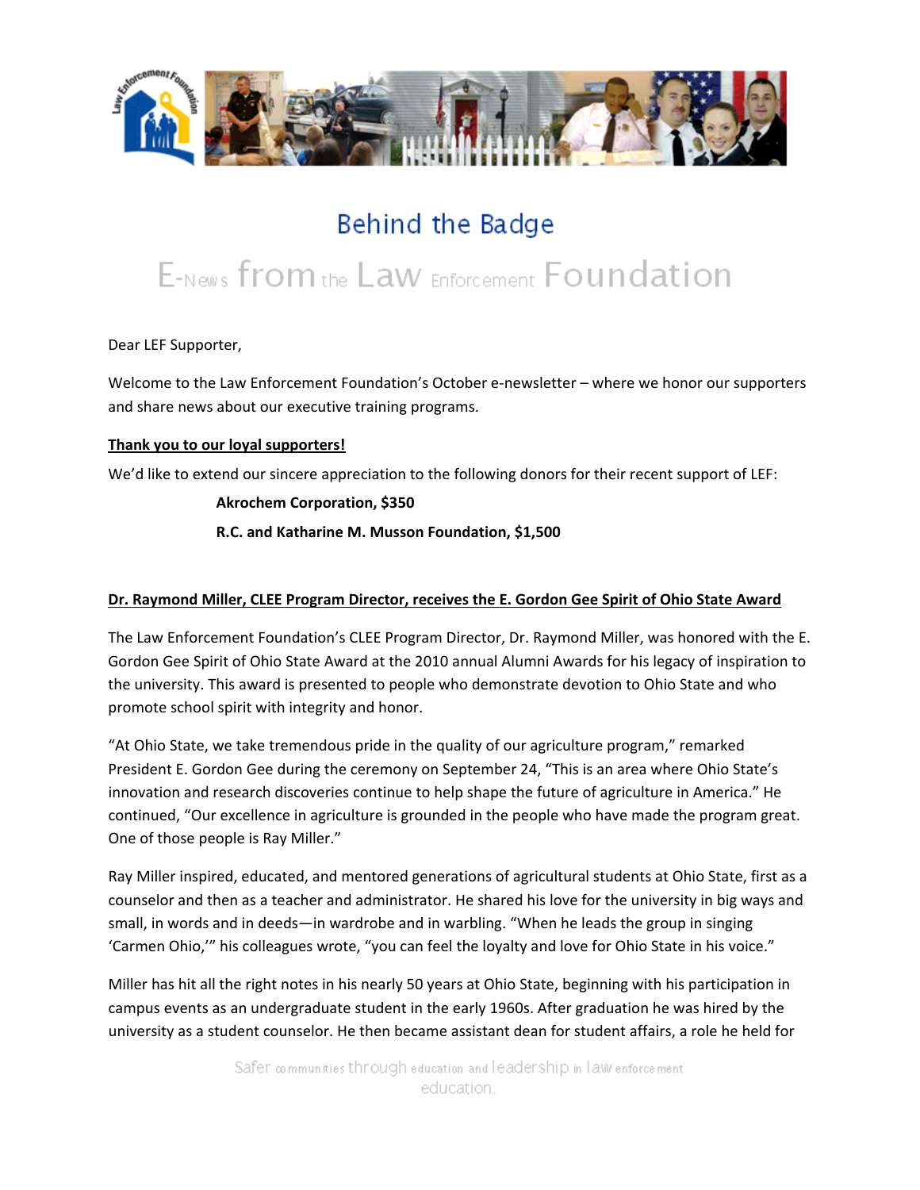# Behind the Badge

## E-News from the Law Enforcement Foundation

Dear LEF Supporter,

Welcome to the Law Enforcement Foundation's October e-newsletter – where we honor our supporters and share news about our executive training programs.

**Thank you to our loyal supporters!**

We'd like to extend our sincere appreciation to the following donors for their recent support of LEF:

**Akrochem Corporation, $350**

**R.C. and Katharine M. Musson Foundation, $1,500**

**Dr. Raymond Miller, CLEE Program Director, receives the E. Gordon Gee Spirit of Ohio State Award**

The Law Enforcement Foundation's CLEE Program Director, Dr. Raymond Miller, was honored with the E. Gordon Gee Spirit of Ohio State Award at the 2010 annual Alumni Awards for his legacy of inspiration to the university. This award is presented to people who demonstrate devotion to Ohio State and who promote school spirit with integrity and honor.

"At Ohio State, we take tremendous pride in the quality of our agriculture program," remarked President E. Gordon Gee during the ceremony on September 24, "This is an area where Ohio State's innovation and research discoveries continue to help shape the future of agriculture in America." He continued, "Our excellence in agriculture is grounded in the people who have made the program great. One of those people is Ray Miller."

Ray Miller inspired, educated, and mentored generations of agricultural students at Ohio State, first as a counselor and then as a teacher and administrator. He shared his love for the university in big ways and small, in words and in deeds—in wardrobe and in warbling. "When he leads the group in singing 'Carmen Ohio,'" his colleagues wrote, "you can feel the loyalty and love for Ohio State in his voice."

Miller has hit all the right notes in his nearly 50 years at Ohio State, beginning with his participation in campus events as an undergraduate student in the early 1960s. After graduation he was hired by the university as a student counselor. He then became assistant dean for student affairs, a role he held for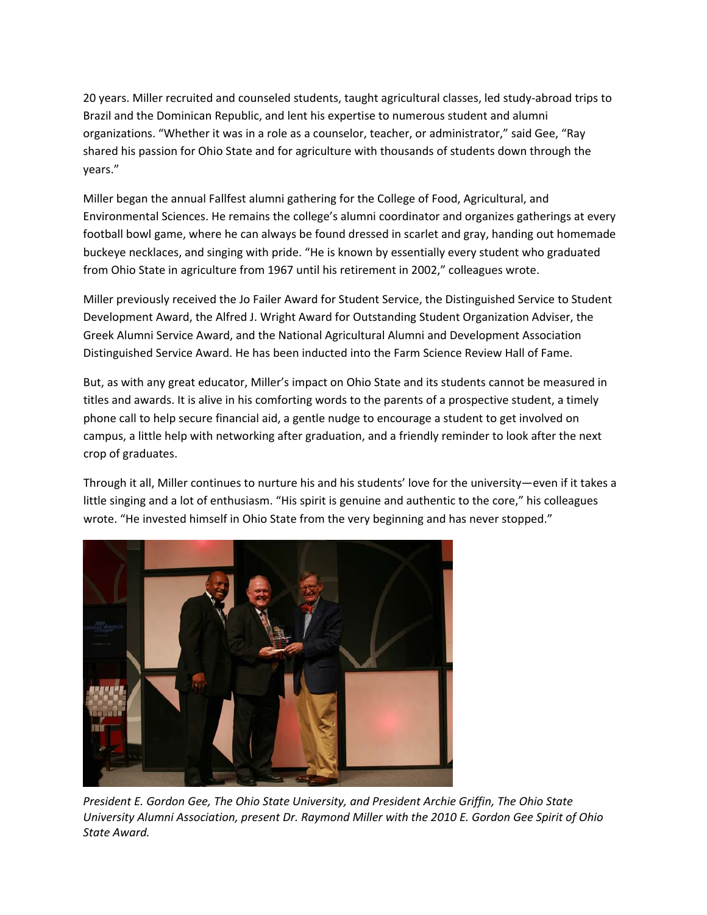20 years. Miller recruited and counseled students, taught agricultural classes, led study-abroad trips to Brazil and the Dominican Republic, and lent his expertise to numerous student and alumni organizations. "Whether it was in a role as a counselor, teacher, or administrator," said Gee, "Ray shared his passion for Ohio State and for agriculture with thousands of students down through the years."

Miller began the annual Fallfest alumni gathering for the College of Food, Agricultural, and Environmental Sciences. He remains the college's alumni coordinator and organizes gatherings at every football bowl game, where he can always be found dressed in scarlet and gray, handing out homemade buckeye necklaces, and singing with pride. "He is known by essentially every student who graduated from Ohio State in agriculture from 1967 until his retirement in 2002," colleagues wrote.

Miller previously received the Jo Failer Award for Student Service, the Distinguished Service to Student Development Award, the Alfred J. Wright Award for Outstanding Student Organization Adviser, the Greek Alumni Service Award, and the National Agricultural Alumni and Development Association Distinguished Service Award. He has been inducted into the Farm Science Review Hall of Fame.

But, as with any great educator, Miller's impact on Ohio State and its students cannot be measured in titles and awards. It is alive in his comforting words to the parents of a prospective student, a timely phone call to help secure financial aid, a gentle nudge to encourage a student to get involved on campus, a little help with networking after graduation, and a friendly reminder to look after the next crop of graduates.

Through it all, Miller continues to nurture his and his students' love for the university—even if it takes a little singing and a lot of enthusiasm. "His spirit is genuine and authentic to the core," his colleagues wrote. "He invested himself in Ohio State from the very beginning and has never stopped."

*President E. Gordon Gee, The Ohio State University, and President Archie Griffin, The Ohio State University Alumni Association, present Dr. Raymond Miller with the 2010 E. Gordon Gee Spirit of Ohio State Award.*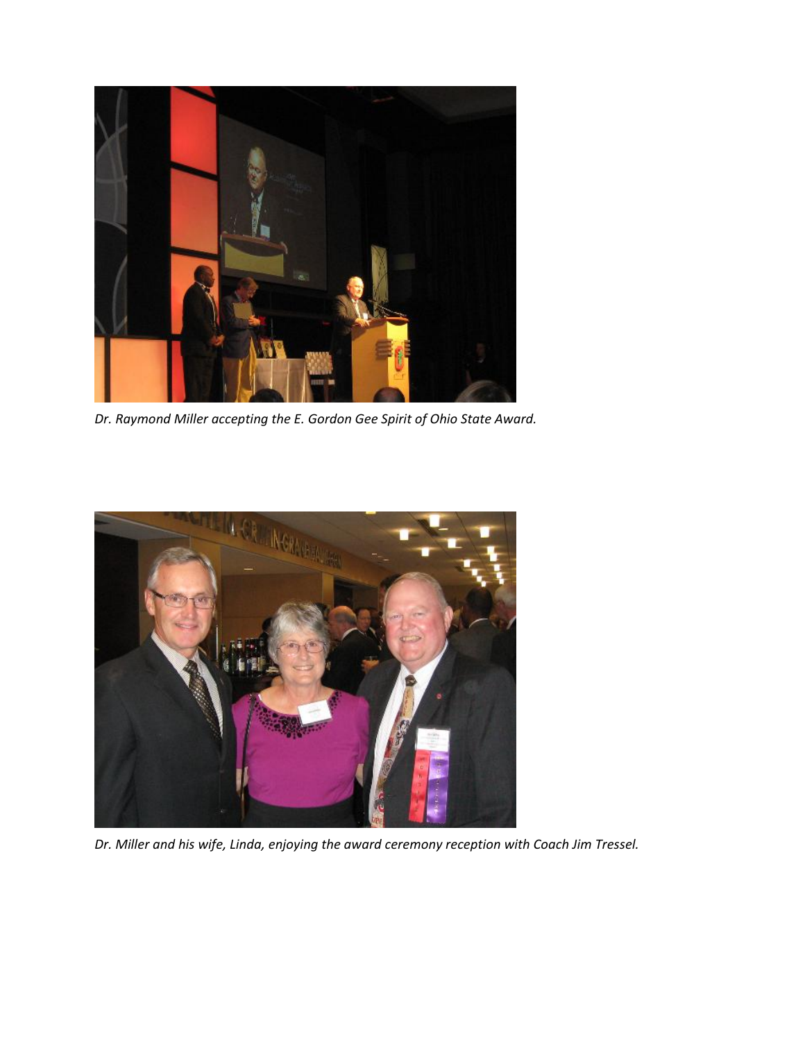*Dr. Raymond Miller accepting the E. Gordon Gee Spirit of Ohio State Award.*

*Dr. Miller and his wife, Linda, enjoying the award ceremony reception with Coach Jim Tressel.*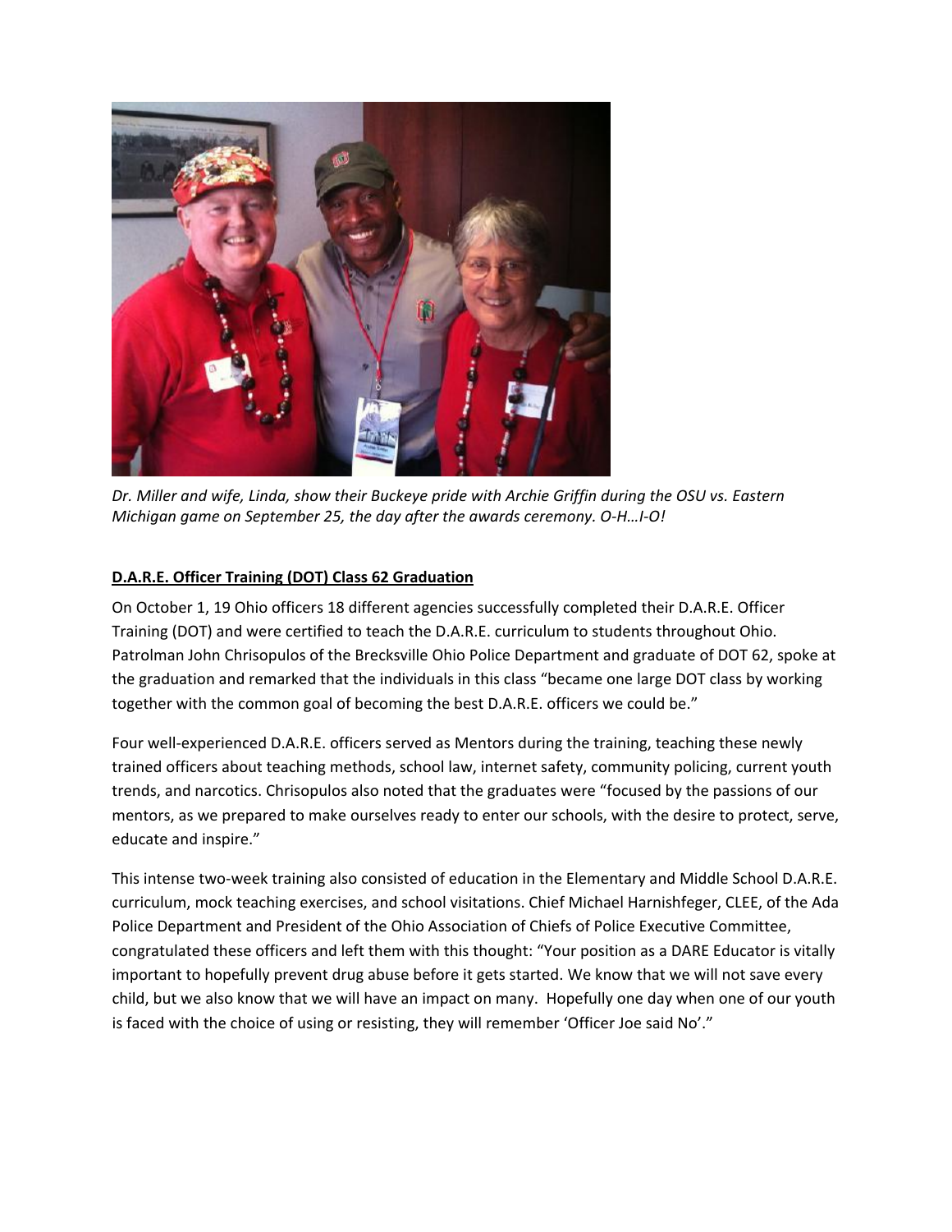*Dr. Miller and wife, Linda, show their Buckeye pride with Archie Griffin during the OSU vs. Eastern Michigan game on September 25, the day after the awards ceremony. O-H…I-O!*

**D.A.R.E. Officer Training (DOT) Class 62 Graduation**

On October 1, 19 Ohio officers 18 different agencies successfully completed their D.A.R.E. Officer Training (DOT) and were certified to teach the D.A.R.E. curriculum to students throughout Ohio. Patrolman John Chrisopulos of the Brecksville Ohio Police Department and graduate of DOT 62, spoke at the graduation and remarked that the individuals in this class "became one large DOT class by working together with the common goal of becoming the best D.A.R.E. officers we could be."

Four well-experienced D.A.R.E. officers served as Mentors during the training, teaching these newly trained officers about teaching methods, school law, internet safety, community policing, current youth trends, and narcotics. Chrisopulos also noted that the graduates were "focused by the passions of our mentors, as we prepared to make ourselves ready to enter our schools, with the desire to protect, serve, educate and inspire."

This intense two-week training also consisted of education in the Elementary and Middle School D.A.R.E. curriculum, mock teaching exercises, and school visitations. Chief Michael Harnishfeger, CLEE, of the Ada Police Department and President of the Ohio Association of Chiefs of Police Executive Committee, congratulated these officers and left them with this thought: "Your position as a DARE Educator is vitally important to hopefully prevent drug abuse before it gets started. We know that we will not save every child, but we also know that we will have an impact on many. Hopefully one day when one of our youth is faced with the choice of using or resisting, they will remember 'Officer Joe said No'."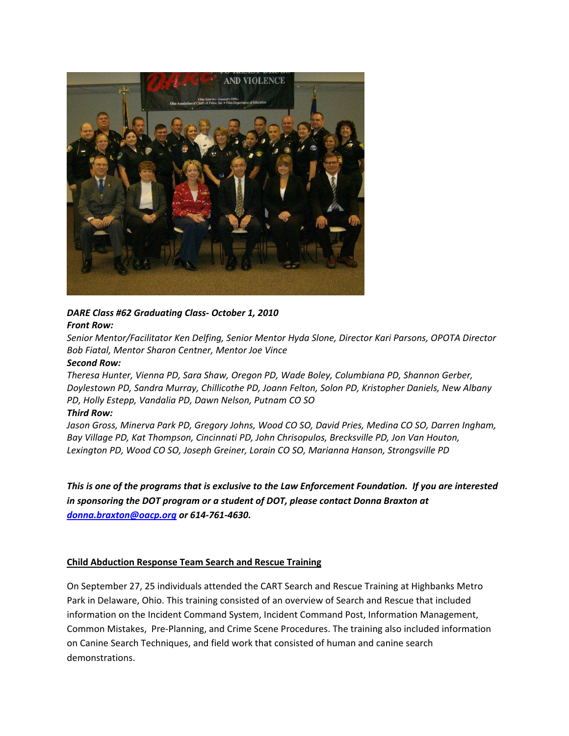***DARE Class #62 Graduating Class- October 1, 2010***

***Front Row:***

*Senior Mentor/Facilitator Ken Delfing, Senior Mentor Hyda Slone, Director Kari Parsons, OPOTA Director Bob Fiatal, Mentor Sharon Centner, Mentor Joe Vince*

***Second Row:***

*Theresa Hunter, Vienna PD, Sara Shaw, Oregon PD, Wade Boley, Columbiana PD, Shannon Gerber, Doylestown PD, Sandra Murray, Chillicothe PD, Joann Felton, Solon PD, Kristopher Daniels, New Albany PD, Holly Estepp, Vandalia PD, Dawn Nelson, Putnam CO SO*

***Third Row:***

*Jason Gross, Minerva Park PD, Gregory Johns, Wood CO SO, David Pries, Medina CO SO, Darren Ingham, Bay Village PD, Kat Thompson, Cincinnati PD, John Chrisopulos, Brecksville PD, Jon Van Houton, Lexington PD, Wood CO SO, Joseph Greiner, Lorain CO SO, Marianna Hanson, Strongsville PD*

***This is one of the programs that is exclusive to the Law Enforcement Foundation. If you are interested in sponsoring the DOT program or a student of DOT, please contact Donna Braxton at [donna.braxton@oacp.org](mailto:donna.braxton@oacp.org) or 614-761-4630.***

**Child Abduction Response Team Search and Rescue Training**

On September 27, 25 individuals attended the CART Search and Rescue Training at Highbanks Metro Park in Delaware, Ohio. This training consisted of an overview of Search and Rescue that included information on the Incident Command System, Incident Command Post, Information Management, Common Mistakes, Pre-Planning, and Crime Scene Procedures. The training also included information on Canine Search Techniques, and field work that consisted of human and canine search demonstrations.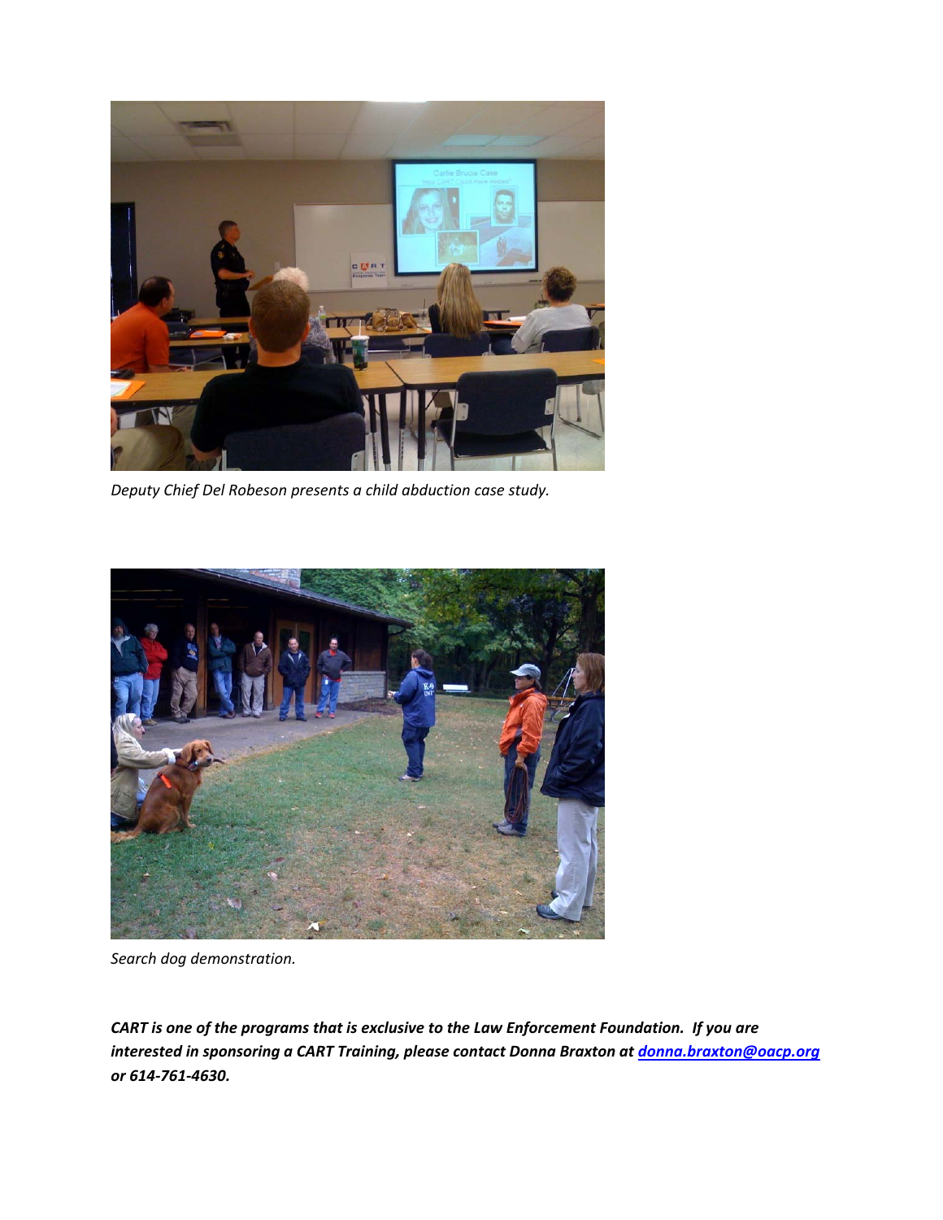*Deputy Chief Del Robeson presents a child abduction case study.*

*Search dog demonstration.*

***CART is one of the programs that is exclusive to the Law Enforcement Foundation. If you are interested in sponsoring a CART Training, please contact Donna Braxton at [donna.braxton@oacp.org](mailto:donna.braxton@oacp.org) or 614-761-4630.***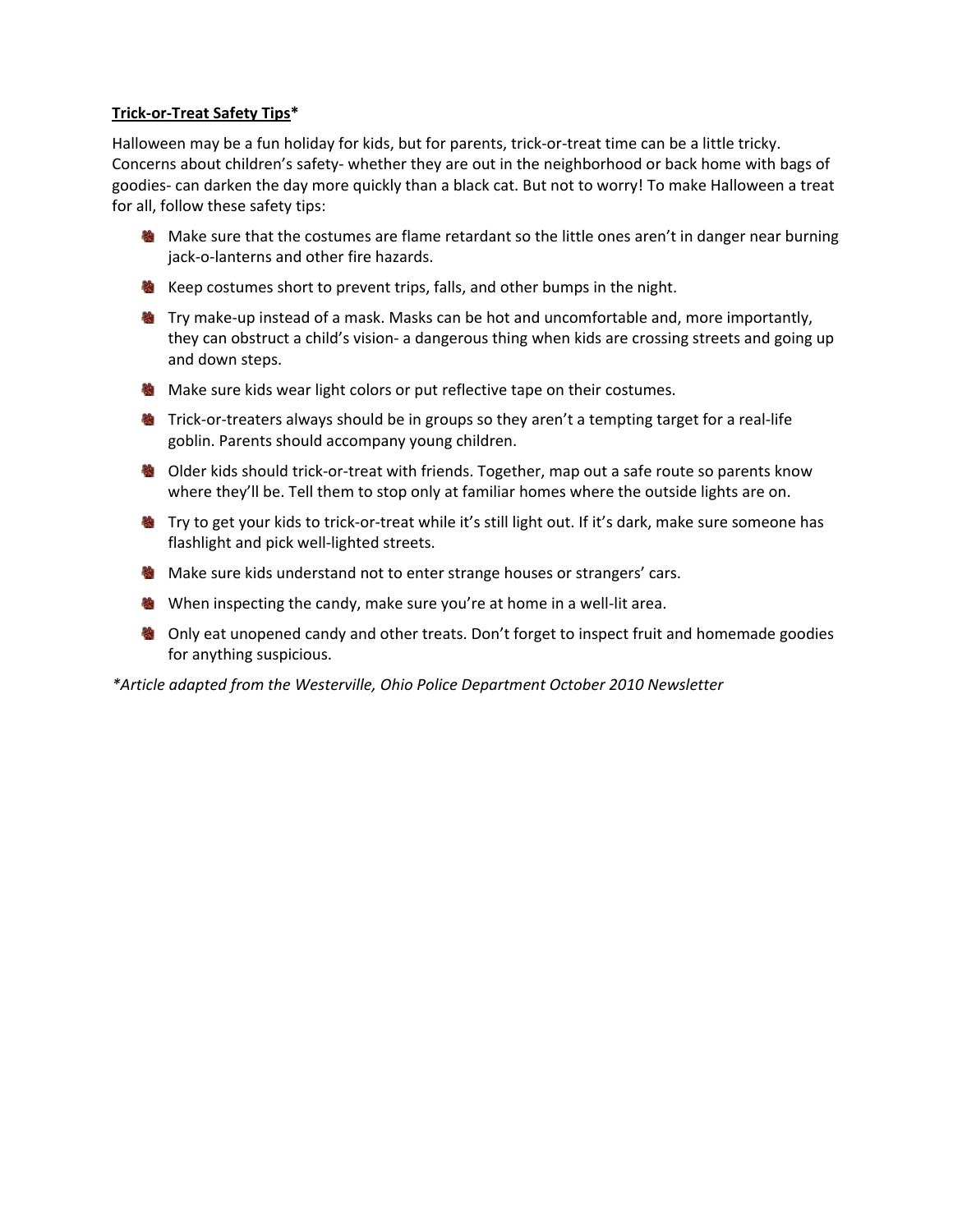**Trick-or-Treat Safety Tips***

Halloween may be a fun holiday for kids, but for parents, trick-or-treat time can be a little tricky. Concerns about children's safety- whether they are out in the neighborhood or back home with bags of goodies- can darken the day more quickly than a black cat. But not to worry! To make Halloween a treat for all, follow these safety tips:

- Make sure that the costumes are flame retardant so the little ones aren't in danger near burning jack-o-lanterns and other fire hazards.
- Keep costumes short to prevent trips, falls, and other bumps in the night.
- Try make-up instead of a mask. Masks can be hot and uncomfortable and, more importantly, they can obstruct a child's vision- a dangerous thing when kids are crossing streets and going up and down steps.
- Make sure kids wear light colors or put reflective tape on their costumes.
- Trick-or-treaters always should be in groups so they aren't a tempting target for a real-life goblin. Parents should accompany young children.
- Older kids should trick-or-treat with friends. Together, map out a safe route so parents know where they'll be. Tell them to stop only at familiar homes where the outside lights are on.
- Try to get your kids to trick-or-treat while it's still light out. If it's dark, make sure someone has flashlight and pick well-lighted streets.
- Make sure kids understand not to enter strange houses or strangers' cars.
- When inspecting the candy, make sure you're at home in a well-lit area.
- Only eat unopened candy and other treats. Don't forget to inspect fruit and homemade goodies for anything suspicious.

*\*Article adapted from the Westerville, Ohio Police Department October 2010 Newsletter*